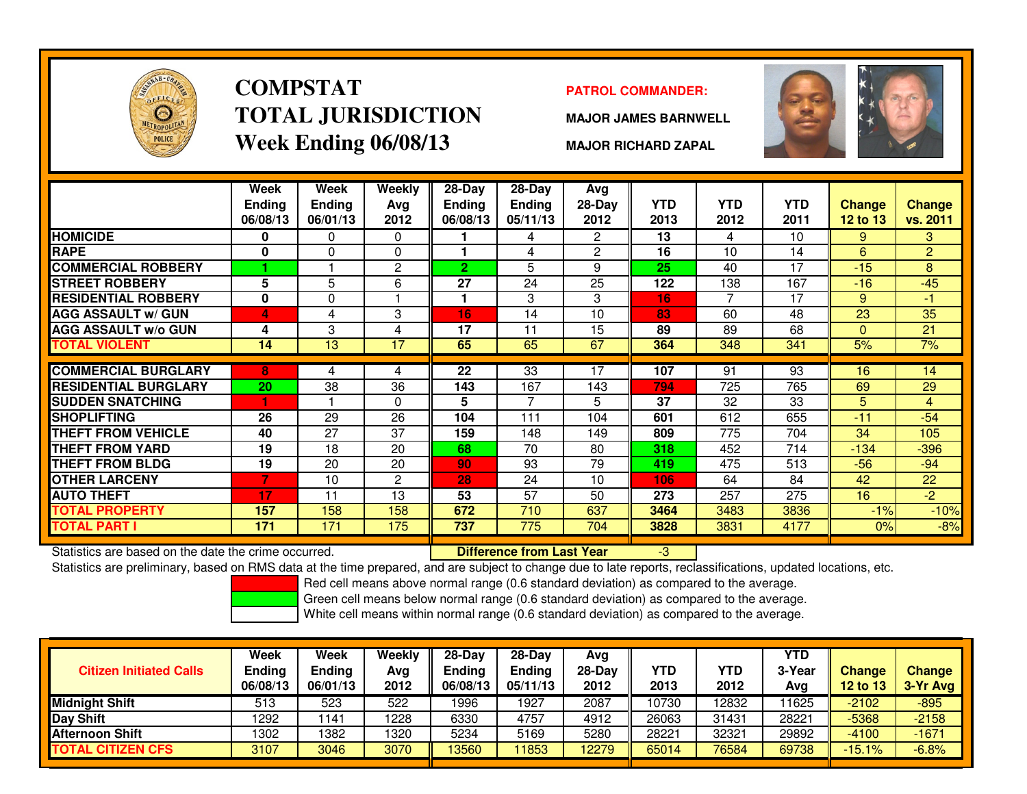# COMPSTAT TOTAL JURISDICTION Week Ending 06/08/13

**PATROL COMMANDER:**

**MAJOR JAMES BARNWELL**

**MAJOR RICHARD ZAPAL**

| | Week Ending 06/08/13 | Week Ending 06/01/13 | Weekly Avg 2012 | 28-Day Ending 06/08/13 | 28-Day Ending 05/11/13 | Avg 28-Day 2012 | YTD 2013 | YTD 2012 | YTD 2011 | Change 12 to 13 | Change vs. 2011 |
|---|---|---|---|---|---|---|---|---|---|---|---|
| HOMICIDE | 0 | 0 | 0 | 1 | 4 | 2 | 13 | 4 | 10 | 9 | 3 |
| RAPE | 0 | 0 | 0 | 1 | 4 | 2 | 16 | 10 | 14 | 6 | 2 |
| COMMERCIAL ROBBERY | 1 | 1 | 2 | 2 | 5 | 9 | 25 | 40 | 17 | -15 | 8 |
| STREET ROBBERY | 5 | 5 | 6 | 27 | 24 | 25 | 122 | 138 | 167 | -16 | -45 |
| RESIDENTIAL ROBBERY | 0 | 0 | 1 | 1 | 3 | 3 | 16 | 7 | 17 | 9 | -1 |
| AGG ASSAULT w/ GUN | 4 | 4 | 3 | 16 | 14 | 10 | 83 | 60 | 48 | 23 | 35 |
| AGG ASSAULT w/o GUN | 4 | 3 | 4 | 17 | 11 | 15 | 89 | 89 | 68 | 0 | 21 |
| TOTAL VIOLENT | 14 | 13 | 17 | 65 | 65 | 67 | 364 | 348 | 341 | 5% | 7% |
| COMMERCIAL BURGLARY | 8 | 4 | 4 | 22 | 33 | 17 | 107 | 91 | 93 | 16 | 14 |
| RESIDENTIAL BURGLARY | 20 | 38 | 36 | 143 | 167 | 143 | 794 | 725 | 765 | 69 | 29 |
| SUDDEN SNATCHING | 1 | 1 | 0 | 5 | 7 | 5 | 37 | 32 | 33 | 5 | 4 |
| SHOPLIFTING | 26 | 29 | 26 | 104 | 111 | 104 | 601 | 612 | 655 | -11 | -54 |
| THEFT FROM VEHICLE | 40 | 27 | 37 | 159 | 148 | 149 | 809 | 775 | 704 | 34 | 105 |
| THEFT FROM YARD | 19 | 18 | 20 | 68 | 70 | 80 | 318 | 452 | 714 | -134 | -396 |
| THEFT FROM BLDG | 19 | 20 | 20 | 90 | 93 | 79 | 419 | 475 | 513 | -56 | -94 |
| OTHER LARCENY | 7 | 10 | 2 | 28 | 24 | 10 | 106 | 64 | 84 | 42 | 22 |
| AUTO THEFT | 17 | 11 | 13 | 53 | 57 | 50 | 273 | 257 | 275 | 16 | -2 |
| TOTAL PROPERTY | 157 | 158 | 158 | 672 | 710 | 637 | 3464 | 3483 | 3836 | -1% | -10% |
| TOTAL PART I | 171 | 171 | 175 | 737 | 775 | 704 | 3828 | 3831 | 4177 | 0% | -8% |

Statistics are based on the date the crime occurred. **Difference from Last Year** -3

Statistics are preliminary, based on RMS data at the time prepared, and are subject to change due to late reports, reclassifications, updated locations, etc.

Red cell means above normal range (0.6 standard deviation) as compared to the average.

Green cell means below normal range (0.6 standard deviation) as compared to the average.

White cell means within normal range (0.6 standard deviation) as compared to the average.

| Citizen Initiated Calls | Week Ending 06/08/13 | Week Ending 06/01/13 | Weekly Avg 2012 | 28-Day Ending 06/08/13 | 28-Day Ending 05/11/13 | Avg 28-Day 2012 | YTD 2013 | YTD 2012 | YTD 3-Year Avg | Change 12 to 13 | Change 3-Yr Avg |
|---|---|---|---|---|---|---|---|---|---|---|---|
| Midnight Shift | 513 | 523 | 522 | 1996 | 1927 | 2087 | 10730 | 12832 | 11625 | -2102 | -895 |
| Day Shift | 1292 | 1141 | 1228 | 6330 | 4757 | 4912 | 26063 | 31431 | 28221 | -5368 | -2158 |
| Afternoon Shift | 1302 | 1382 | 1320 | 5234 | 5169 | 5280 | 28221 | 32321 | 29892 | -4100 | -1671 |
| TOTAL CITIZEN CFS | 3107 | 3046 | 3070 | 13560 | 11853 | 12279 | 65014 | 76584 | 69738 | -15.1% | -6.8% |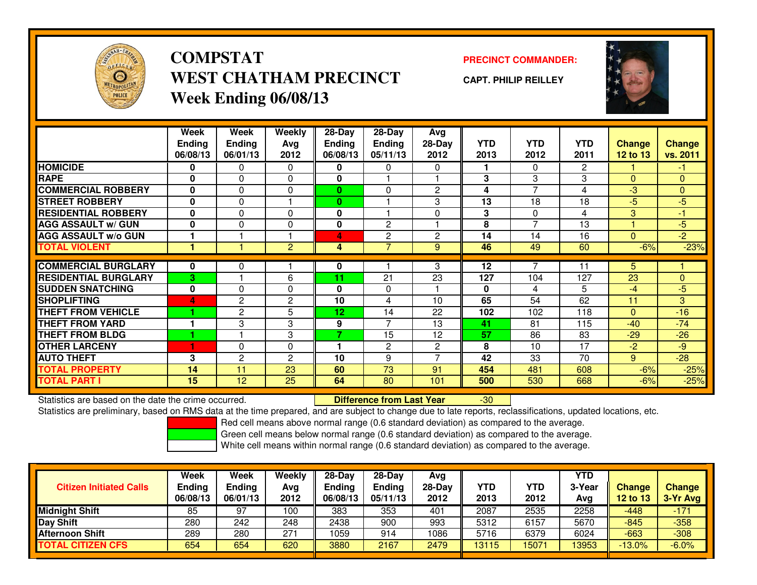# COMPSTAT
# WEST CHATHAM PRECINCT
## Week Ending 06/08/13

**PRECINCT COMMANDER:**

**CAPT. PHILIP REILLEY**

| | Week Ending 06/08/13 | Week Ending 06/01/13 | Weekly Avg 2012 | 28-Day Ending 06/08/13 | 28-Day Ending 05/11/13 | Avg 28-Day 2012 | YTD 2013 | YTD 2012 | YTD 2011 | Change 12 to 13 | Change vs. 2011 |
|---|---|---|---|---|---|---|---|---|---|---|---|
| **HOMICIDE** | 0 | 0 | 0 | 0 | 0 | 0 | 1 | 0 | 2 | 1 | -1 |
| **RAPE** | 0 | 0 | 0 | 0 | 1 | 1 | 3 | 3 | 3 | 0 | 0 |
| **COMMERCIAL ROBBERY** | 0 | 0 | 0 | 0 | 0 | 2 | 4 | 7 | 4 | -3 | 0 |
| **STREET ROBBERY** | 0 | 0 | 1 | 0 | 1 | 3 | 13 | 18 | 18 | -5 | -5 |
| **RESIDENTIAL ROBBERY** | 0 | 0 | 0 | 0 | 1 | 0 | 3 | 0 | 4 | 3 | -1 |
| **AGG ASSAULT w/ GUN** | 0 | 0 | 0 | 0 | 2 | 1 | 8 | 7 | 13 | 1 | -5 |
| **AGG ASSAULT w/o GUN** | 1 | 1 | 1 | 4 | 2 | 2 | 14 | 14 | 16 | 0 | -2 |
| **TOTAL VIOLENT** | 1 | 1 | 2 | 4 | 7 | 9 | 46 | 49 | 60 | -6% | -23% |
| **COMMERCIAL BURGLARY** | 0 | 0 | 1 | 0 | 1 | 3 | 12 | 7 | 11 | 5 | 1 |
| **RESIDENTIAL BURGLARY** | 3 | 1 | 6 | 11 | 21 | 23 | 127 | 104 | 127 | 23 | 0 |
| **SUDDEN SNATCHING** | 0 | 0 | 0 | 0 | 0 | 1 | 0 | 4 | 5 | -4 | -5 |
| **SHOPLIFTING** | 4 | 2 | 2 | 10 | 4 | 10 | 65 | 54 | 62 | 11 | 3 |
| **THEFT FROM VEHICLE** | 1 | 2 | 5 | 12 | 14 | 22 | 102 | 102 | 118 | 0 | -16 |
| **THEFT FROM YARD** | 1 | 3 | 3 | 9 | 7 | 13 | 41 | 81 | 115 | -40 | -74 |
| **THEFT FROM BLDG** | 1 | 1 | 3 | 7 | 15 | 12 | 57 | 86 | 83 | -29 | -26 |
| **OTHER LARCENY** | 1 | 0 | 0 | 1 | 2 | 2 | 8 | 10 | 17 | -2 | -9 |
| **AUTO THEFT** | 3 | 2 | 2 | 10 | 9 | 7 | 42 | 33 | 70 | 9 | -28 |
| **TOTAL PROPERTY** | 14 | 11 | 23 | 60 | 73 | 91 | 454 | 481 | 608 | -6% | -25% |
| **TOTAL PART I** | 15 | 12 | 25 | 64 | 80 | 101 | 500 | 530 | 668 | -6% | -25% |

Statistics are based on the date the crime occurred. **Difference from Last Year** -30

Statistics are preliminary, based on RMS data at the time prepared, and are subject to change due to late reports, reclassifications, updated locations, etc.

Red cell means above normal range (0.6 standard deviation) as compared to the average.
Green cell means below normal range (0.6 standard deviation) as compared to the average.
White cell means within normal range (0.6 standard deviation) as compared to the average.

| Citizen Initiated Calls | Week Ending 06/08/13 | Week Ending 06/01/13 | Weekly Avg 2012 | 28-Day Ending 06/08/13 | 28-Day Ending 05/11/13 | Avg 28-Day 2012 | YTD 2013 | YTD 2012 | YTD 3-Year Avg | Change 12 to 13 | Change 3-Yr Avg |
|---|---|---|---|---|---|---|---|---|---|---|---|
| **Midnight Shift** | 85 | 97 | 100 | 383 | 353 | 401 | 2087 | 2535 | 2258 | -448 | -171 |
| **Day Shift** | 280 | 242 | 248 | 2438 | 900 | 993 | 5312 | 6157 | 5670 | -845 | -358 |
| **Afternoon Shift** | 289 | 280 | 271 | 1059 | 914 | 1086 | 5716 | 6379 | 6024 | -663 | -308 |
| **TOTAL CITIZEN CFS** | 654 | 654 | 620 | 3880 | 2167 | 2479 | 13115 | 15071 | 13953 | -13.0% | -6.0% |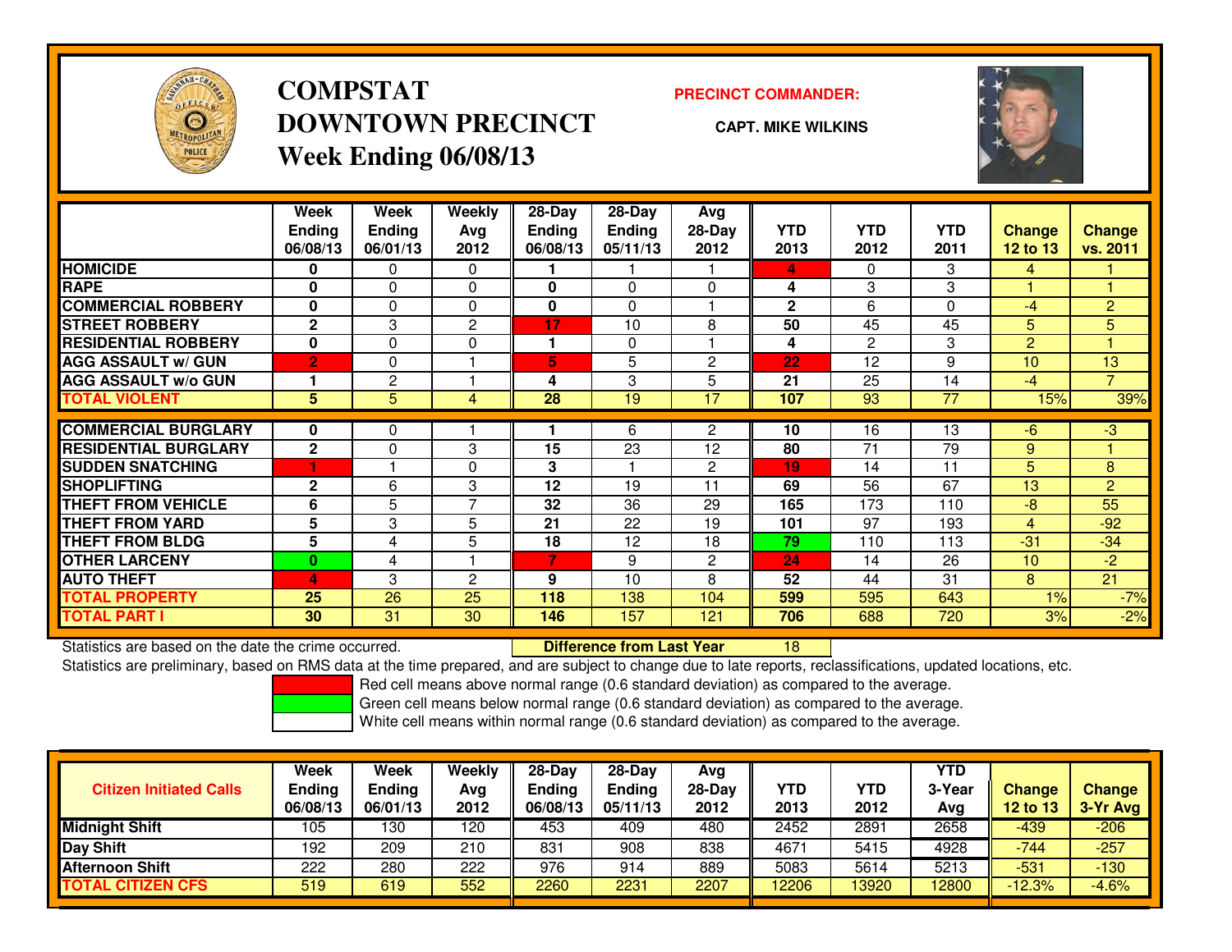# COMPSTAT DOWNTOWN PRECINCT Week Ending 06/08/13

**PRECINCT COMMANDER:**

**CAPT. MIKE WILKINS**

| | Week Ending 06/08/13 | Week Ending 06/01/13 | Weekly Avg 2012 | 28-Day Ending 06/08/13 | 28-Day Ending 05/11/13 | Avg 28-Day 2012 | YTD 2013 | YTD 2012 | YTD 2011 | Change 12 to 13 | Change vs. 2011 |
|---|---|---|---|---|---|---|---|---|---|---|---|
| **HOMICIDE** | **0** | 0 | 0 | **1** | 1 | 1 | **4** | 0 | 3 | 4 | 1 |
| **RAPE** | **0** | 0 | 0 | **0** | 0 | 0 | **4** | 3 | 3 | 1 | 1 |
| **COMMERCIAL ROBBERY** | **0** | 0 | 0 | **0** | 0 | 1 | **2** | 6 | 0 | -4 | 2 |
| **STREET ROBBERY** | **2** | 3 | 2 | **17** | 10 | 8 | **50** | 45 | 45 | 5 | 5 |
| **RESIDENTIAL ROBBERY** | **0** | 0 | 0 | **1** | 0 | 1 | **4** | 2 | 3 | 2 | 1 |
| **AGG ASSAULT w/ GUN** | **2** | 0 | 1 | **5** | 5 | 2 | **22** | 12 | 9 | 10 | 13 |
| **AGG ASSAULT w/o GUN** | **1** | 2 | 1 | **4** | 3 | 5 | **21** | 25 | 14 | -4 | 7 |
| **TOTAL VIOLENT** | **5** | 5 | 4 | **28** | 19 | 17 | **107** | 93 | 77 | 15% | 39% |
| **COMMERCIAL BURGLARY** | **0** | 0 | 1 | **1** | 6 | 2 | **10** | 16 | 13 | -6 | -3 |
| **RESIDENTIAL BURGLARY** | **2** | 0 | 3 | **15** | 23 | 12 | **80** | 71 | 79 | 9 | 1 |
| **SUDDEN SNATCHING** | **1** | 1 | 0 | **3** | 1 | 2 | **19** | 14 | 11 | 5 | 8 |
| **SHOPLIFTING** | **2** | 6 | 3 | **12** | 19 | 11 | **69** | 56 | 67 | 13 | 2 |
| **THEFT FROM VEHICLE** | **6** | 5 | 7 | **32** | 36 | 29 | **165** | 173 | 110 | -8 | 55 |
| **THEFT FROM YARD** | **5** | 3 | 5 | **21** | 22 | 19 | **101** | 97 | 193 | 4 | -92 |
| **THEFT FROM BLDG** | **5** | 4 | 5 | **18** | 12 | 18 | **79** | 110 | 113 | -31 | -34 |
| **OTHER LARCENY** | **0** | 4 | 1 | **7** | 9 | 2 | **24** | 14 | 26 | 10 | -2 |
| **AUTO THEFT** | **4** | 3 | 2 | **9** | 10 | 8 | **52** | 44 | 31 | 8 | 21 |
| **TOTAL PROPERTY** | **25** | 26 | 25 | **118** | 138 | 104 | **599** | 595 | 643 | 1% | -7% |
| **TOTAL PART I** | **30** | 31 | 30 | **146** | 157 | 121 | **706** | 688 | 720 | 3% | -2% |

Statistics are based on the date the crime occurred. **Difference from Last Year** 18

Statistics are preliminary, based on RMS data at the time prepared, and are subject to change due to late reports, reclassifications, updated locations, etc.

Red cell means above normal range (0.6 standard deviation) as compared to the average.
Green cell means below normal range (0.6 standard deviation) as compared to the average.
White cell means within normal range (0.6 standard deviation) as compared to the average.

| Citizen Initiated Calls | Week Ending 06/08/13 | Week Ending 06/01/13 | Weekly Avg 2012 | 28-Day Ending 06/08/13 | 28-Day Ending 05/11/13 | Avg 28-Day 2012 | YTD 2013 | YTD 2012 | YTD 3-Year Avg | Change 12 to 13 | Change 3-Yr Avg |
|---|---|---|---|---|---|---|---|---|---|---|---|
| **Midnight Shift** | 105 | 130 | 120 | 453 | 409 | 480 | 2452 | 2891 | 2658 | -439 | -206 |
| **Day Shift** | 192 | 209 | 210 | 831 | 908 | 838 | 4671 | 5415 | 4928 | -744 | -257 |
| **Afternoon Shift** | 222 | 280 | 222 | 976 | 914 | 889 | 5083 | 5614 | 5213 | -531 | -130 |
| **TOTAL CITIZEN CFS** | 519 | 619 | 552 | 2260 | 2231 | 2207 | 12206 | 13920 | 12800 | -12.3% | -4.6% |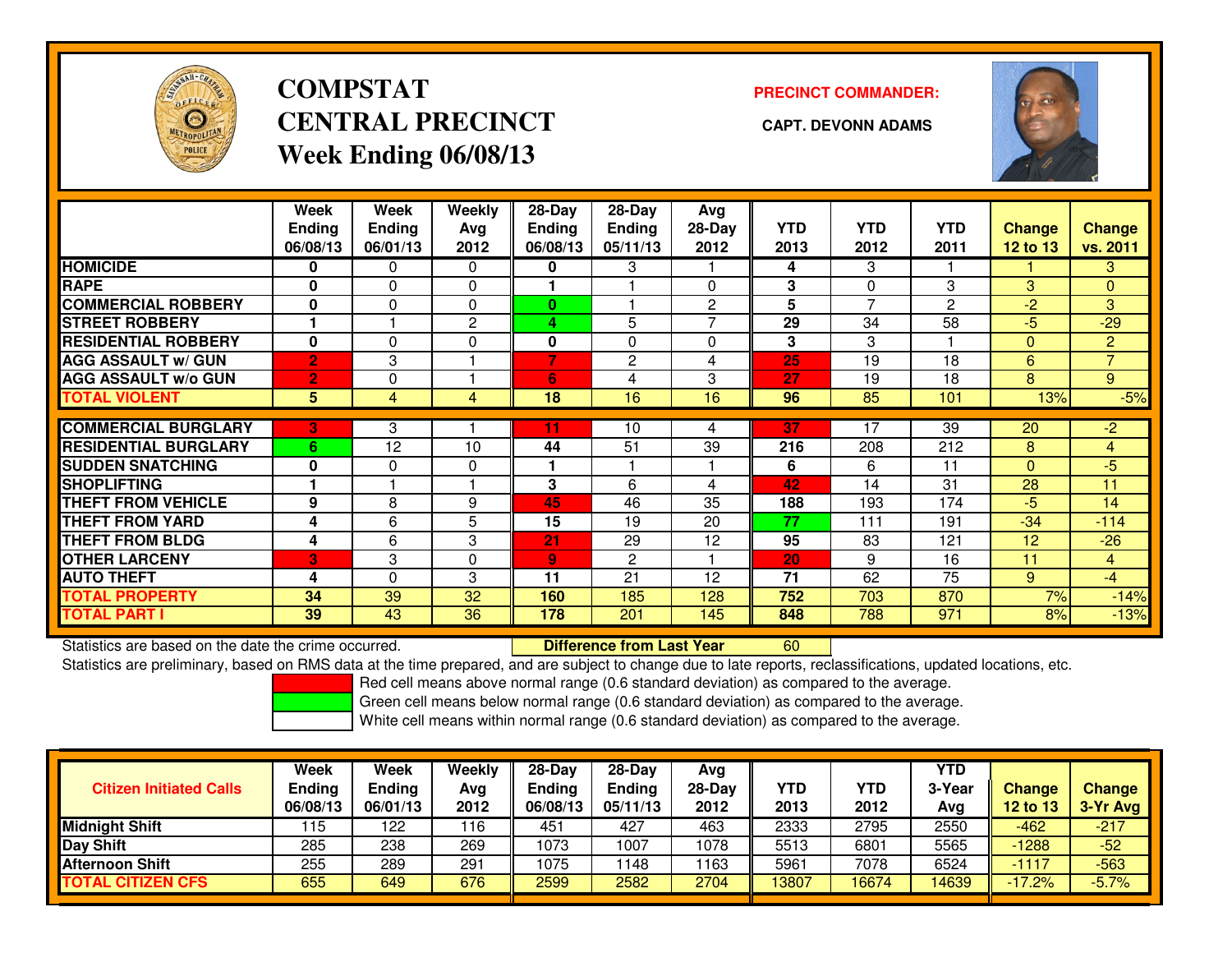# COMPSTAT CENTRAL PRECINCT Week Ending 06/08/13

**PRECINCT COMMANDER:**

**CAPT. DEVONN ADAMS**

| | Week Ending 06/08/13 | Week Ending 06/01/13 | Weekly Avg 2012 | 28-Day Ending 06/08/13 | 28-Day Ending 05/11/13 | Avg 28-Day 2012 | YTD 2013 | YTD 2012 | YTD 2011 | Change 12 to 13 | Change vs. 2011 |
|---|---|---|---|---|---|---|---|---|---|---|---|
| HOMICIDE | 0 | 0 | 0 | 0 | 3 | 1 | 4 | 3 | 1 | 1 | 3 |
| RAPE | 0 | 0 | 0 | 1 | 1 | 0 | 3 | 0 | 3 | 3 | 0 |
| COMMERCIAL ROBBERY | 0 | 0 | 0 | 0 | 1 | 2 | 5 | 7 | 2 | -2 | 3 |
| STREET ROBBERY | 1 | 1 | 2 | 4 | 5 | 7 | 29 | 34 | 58 | -5 | -29 |
| RESIDENTIAL ROBBERY | 0 | 0 | 0 | 0 | 0 | 0 | 3 | 3 | 1 | 0 | 2 |
| AGG ASSAULT w/ GUN | 2 | 3 | 1 | 7 | 2 | 4 | 25 | 19 | 18 | 6 | 7 |
| AGG ASSAULT w/o GUN | 2 | 0 | 1 | 6 | 4 | 3 | 27 | 19 | 18 | 8 | 9 |
| TOTAL VIOLENT | 5 | 4 | 4 | 18 | 16 | 16 | 96 | 85 | 101 | 13% | -5% |
| COMMERCIAL BURGLARY | 3 | 3 | 1 | 11 | 10 | 4 | 37 | 17 | 39 | 20 | -2 |
| RESIDENTIAL BURGLARY | 6 | 12 | 10 | 44 | 51 | 39 | 216 | 208 | 212 | 8 | 4 |
| SUDDEN SNATCHING | 0 | 0 | 0 | 1 | 1 | 1 | 6 | 6 | 11 | 0 | -5 |
| SHOPLIFTING | 1 | 1 | 1 | 3 | 6 | 4 | 42 | 14 | 31 | 28 | 11 |
| THEFT FROM VEHICLE | 9 | 8 | 9 | 45 | 46 | 35 | 188 | 193 | 174 | -5 | 14 |
| THEFT FROM YARD | 4 | 6 | 5 | 15 | 19 | 20 | 77 | 111 | 191 | -34 | -114 |
| THEFT FROM BLDG | 4 | 6 | 3 | 21 | 29 | 12 | 95 | 83 | 121 | 12 | -26 |
| OTHER LARCENY | 3 | 3 | 0 | 9 | 2 | 1 | 20 | 9 | 16 | 11 | 4 |
| AUTO THEFT | 4 | 0 | 3 | 11 | 21 | 12 | 71 | 62 | 75 | 9 | -4 |
| TOTAL PROPERTY | 34 | 39 | 32 | 160 | 185 | 128 | 752 | 703 | 870 | 7% | -14% |
| TOTAL PART I | 39 | 43 | 36 | 178 | 201 | 145 | 848 | 788 | 971 | 8% | -13% |

Statistics are based on the date the crime occurred. **Difference from Last Year** 60

Statistics are preliminary, based on RMS data at the time prepared, and are subject to change due to late reports, reclassifications, updated locations, etc.

Red cell means above normal range (0.6 standard deviation) as compared to the average.

Green cell means below normal range (0.6 standard deviation) as compared to the average.

White cell means within normal range (0.6 standard deviation) as compared to the average.

| Citizen Initiated Calls | Week Ending 06/08/13 | Week Ending 06/01/13 | Weekly Avg 2012 | 28-Day Ending 06/08/13 | 28-Day Ending 05/11/13 | Avg 28-Day 2012 | YTD 2013 | YTD 2012 | YTD 3-Year Avg | Change 12 to 13 | Change 3-Yr Avg |
|---|---|---|---|---|---|---|---|---|---|---|---|
| Midnight Shift | 115 | 122 | 116 | 451 | 427 | 463 | 2333 | 2795 | 2550 | -462 | -217 |
| Day Shift | 285 | 238 | 269 | 1073 | 1007 | 1078 | 5513 | 6801 | 5565 | -1288 | -52 |
| Afternoon Shift | 255 | 289 | 291 | 1075 | 1148 | 1163 | 5961 | 7078 | 6524 | -1117 | -563 |
| TOTAL CITIZEN CFS | 655 | 649 | 676 | 2599 | 2582 | 2704 | 13807 | 16674 | 14639 | -17.2% | -5.7% |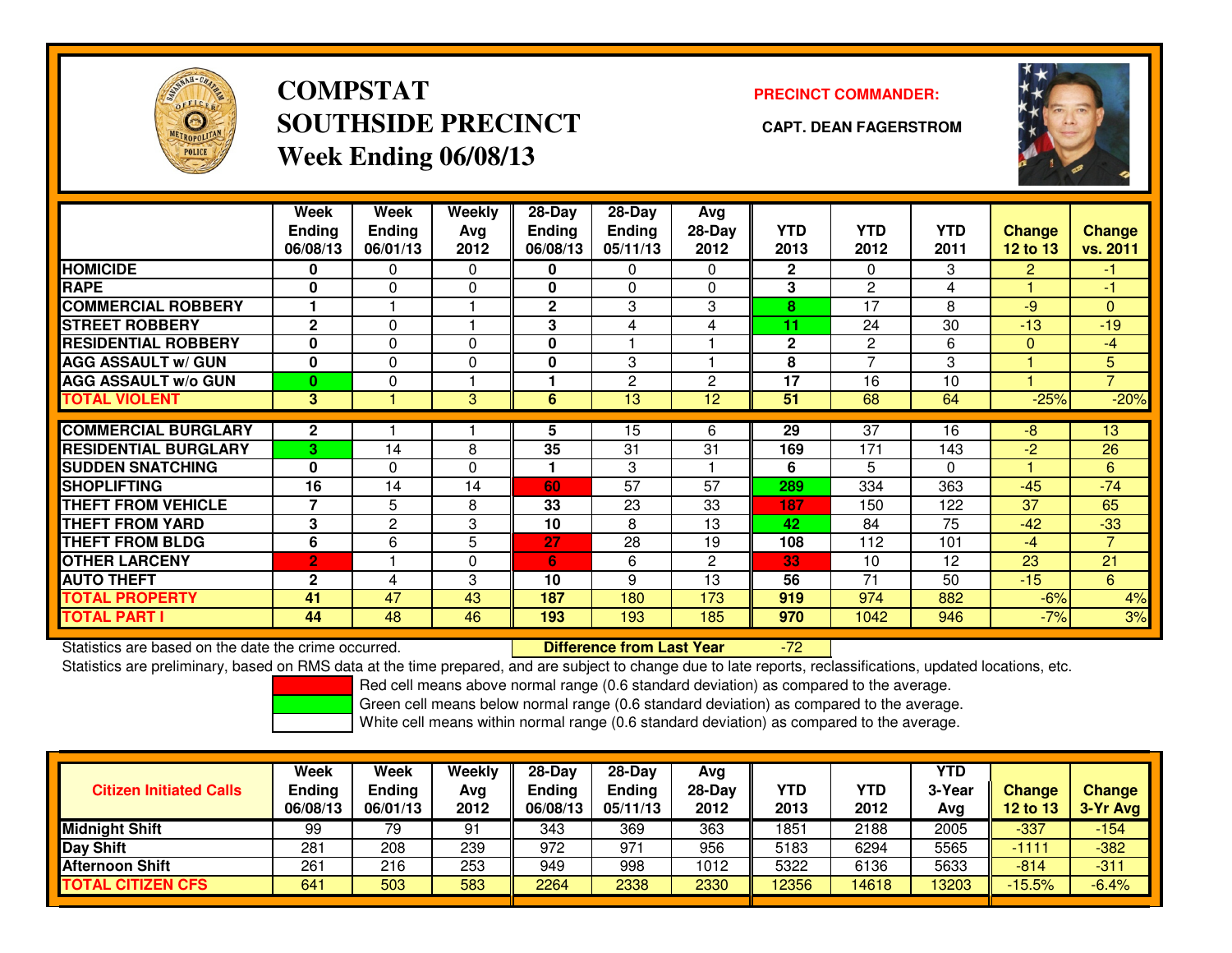# COMPSTAT
# SOUTHSIDE PRECINCT
## Week Ending 06/08/13

**PRECINCT COMMANDER:**

**CAPT. DEAN FAGERSTROM**

| | Week Ending 06/08/13 | Week Ending 06/01/13 | Weekly Avg 2012 | 28-Day Ending 06/08/13 | 28-Day Ending 05/11/13 | Avg 28-Day 2012 | YTD 2013 | YTD 2012 | YTD 2011 | Change 12 to 13 | Change vs. 2011 |
|---|---|---|---|---|---|---|---|---|---|---|---|
| HOMICIDE | 0 | 0 | 0 | 0 | 0 | 0 | 2 | 0 | 3 | 2 | -1 |
| RAPE | 0 | 0 | 0 | 0 | 0 | 0 | 3 | 2 | 4 | 1 | -1 |
| COMMERCIAL ROBBERY | 1 | 1 | 1 | 2 | 3 | 3 | 8 | 17 | 8 | -9 | 0 |
| STREET ROBBERY | 2 | 0 | 1 | 3 | 4 | 4 | 11 | 24 | 30 | -13 | -19 |
| RESIDENTIAL ROBBERY | 0 | 0 | 0 | 0 | 1 | 1 | 2 | 2 | 6 | 0 | -4 |
| AGG ASSAULT w/ GUN | 0 | 0 | 0 | 0 | 3 | 1 | 8 | 7 | 3 | 1 | 5 |
| AGG ASSAULT w/o GUN | 0 | 0 | 1 | 1 | 2 | 2 | 17 | 16 | 10 | 1 | 7 |
| TOTAL VIOLENT | 3 | 1 | 3 | 6 | 13 | 12 | 51 | 68 | 64 | -25% | -20% |
| COMMERCIAL BURGLARY | 2 | 1 | 1 | 5 | 15 | 6 | 29 | 37 | 16 | -8 | 13 |
| RESIDENTIAL BURGLARY | 3 | 14 | 8 | 35 | 31 | 31 | 169 | 171 | 143 | -2 | 26 |
| SUDDEN SNATCHING | 0 | 0 | 0 | 1 | 3 | 1 | 6 | 5 | 0 | 1 | 6 |
| SHOPLIFTING | 16 | 14 | 14 | 60 | 57 | 57 | 289 | 334 | 363 | -45 | -74 |
| THEFT FROM VEHICLE | 7 | 5 | 8 | 33 | 23 | 33 | 187 | 150 | 122 | 37 | 65 |
| THEFT FROM YARD | 3 | 2 | 3 | 10 | 8 | 13 | 42 | 84 | 75 | -42 | -33 |
| THEFT FROM BLDG | 6 | 6 | 5 | 27 | 28 | 19 | 108 | 112 | 101 | -4 | 7 |
| OTHER LARCENY | 2 | 1 | 0 | 6 | 6 | 2 | 33 | 10 | 12 | 23 | 21 |
| AUTO THEFT | 2 | 4 | 3 | 10 | 9 | 13 | 56 | 71 | 50 | -15 | 6 |
| TOTAL PROPERTY | 41 | 47 | 43 | 187 | 180 | 173 | 919 | 974 | 882 | -6% | 4% |
| TOTAL PART I | 44 | 48 | 46 | 193 | 193 | 185 | 970 | 1042 | 946 | -7% | 3% |

Statistics are based on the date the crime occurred. **Difference from Last Year** -72

Statistics are preliminary, based on RMS data at the time prepared, and are subject to change due to late reports, reclassifications, updated locations, etc.

Red cell means above normal range (0.6 standard deviation) as compared to the average.
Green cell means below normal range (0.6 standard deviation) as compared to the average.
White cell means within normal range (0.6 standard deviation) as compared to the average.

| Citizen Initiated Calls | Week Ending 06/08/13 | Week Ending 06/01/13 | Weekly Avg 2012 | 28-Day Ending 06/08/13 | 28-Day Ending 05/11/13 | Avg 28-Day 2012 | YTD 2013 | YTD 2012 | YTD 3-Year Avg | Change 12 to 13 | Change 3-Yr Avg |
|---|---|---|---|---|---|---|---|---|---|---|---|
| Midnight Shift | 99 | 79 | 91 | 343 | 369 | 363 | 1851 | 2188 | 2005 | -337 | -154 |
| Day Shift | 281 | 208 | 239 | 972 | 971 | 956 | 5183 | 6294 | 5565 | -1111 | -382 |
| Afternoon Shift | 261 | 216 | 253 | 949 | 998 | 1012 | 5322 | 6136 | 5633 | -814 | -311 |
| TOTAL CITIZEN CFS | 641 | 503 | 583 | 2264 | 2338 | 2330 | 12356 | 14618 | 13203 | -15.5% | -6.4% |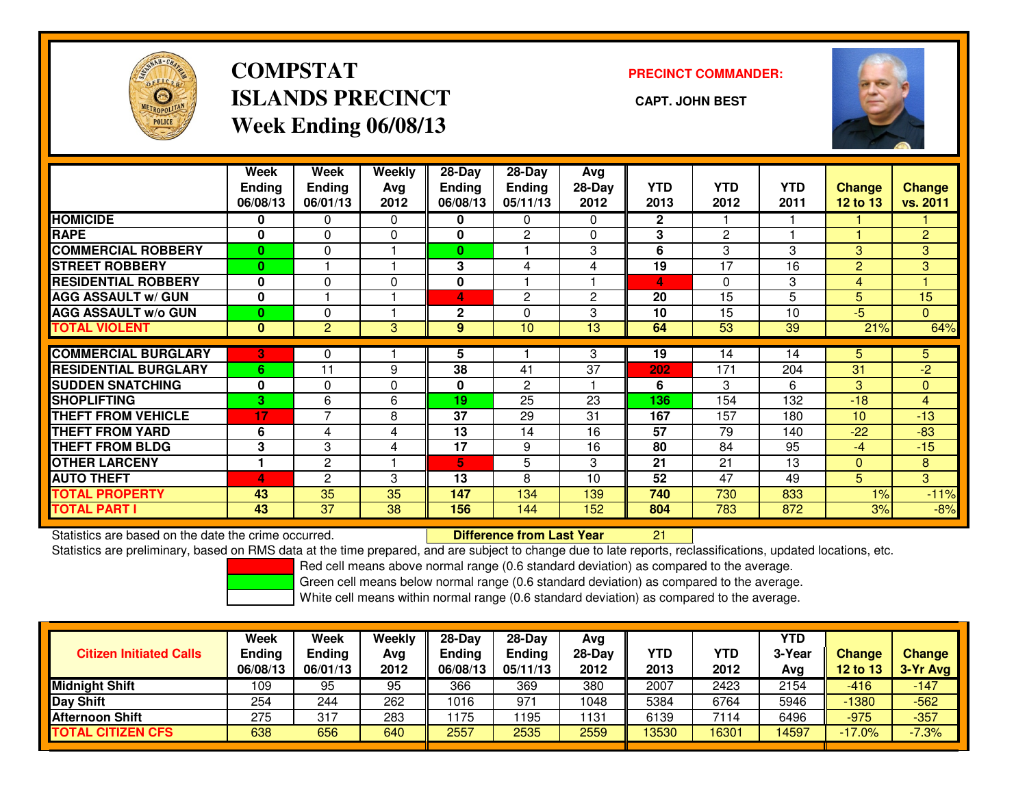# COMPSTAT
# ISLANDS PRECINCT
# Week Ending 06/08/13

**PRECINCT COMMANDER:**

**CAPT. JOHN BEST**

| | Week Ending 06/08/13 | Week Ending 06/01/13 | Weekly Avg 2012 | 28-Day Ending 06/08/13 | 28-Day Ending 05/11/13 | Avg 28-Day 2012 | YTD 2013 | YTD 2012 | YTD 2011 | Change 12 to 13 | Change vs. 2011 |
|---|---|---|---|---|---|---|---|---|---|---|---|
| HOMICIDE | 0 | 0 | 0 | 0 | 0 | 0 | 2 | 1 | 1 | 1 | 1 |
| RAPE | 0 | 0 | 0 | 0 | 2 | 0 | 3 | 2 | 1 | 1 | 2 |
| COMMERCIAL ROBBERY | 0 | 0 | 1 | 0 | 1 | 3 | 6 | 3 | 3 | 3 | 3 |
| STREET ROBBERY | 0 | 1 | 1 | 3 | 4 | 4 | 19 | 17 | 16 | 2 | 3 |
| RESIDENTIAL ROBBERY | 0 | 0 | 0 | 0 | 1 | 1 | 4 | 0 | 3 | 4 | 1 |
| AGG ASSAULT w/ GUN | 0 | 1 | 1 | 4 | 2 | 2 | 20 | 15 | 5 | 5 | 15 |
| AGG ASSAULT w/o GUN | 0 | 0 | 1 | 2 | 0 | 3 | 10 | 15 | 10 | -5 | 0 |
| TOTAL VIOLENT | 0 | 2 | 3 | 9 | 10 | 13 | 64 | 53 | 39 | 21% | 64% |
| COMMERCIAL BURGLARY | 3 | 0 | 1 | 5 | 1 | 3 | 19 | 14 | 14 | 5 | 5 |
| RESIDENTIAL BURGLARY | 6 | 11 | 9 | 38 | 41 | 37 | 202 | 171 | 204 | 31 | -2 |
| SUDDEN SNATCHING | 0 | 0 | 0 | 0 | 2 | 1 | 6 | 3 | 6 | 3 | 0 |
| SHOPLIFTING | 3 | 6 | 6 | 19 | 25 | 23 | 136 | 154 | 132 | -18 | 4 |
| THEFT FROM VEHICLE | 17 | 7 | 8 | 37 | 29 | 31 | 167 | 157 | 180 | 10 | -13 |
| THEFT FROM YARD | 6 | 4 | 4 | 13 | 14 | 16 | 57 | 79 | 140 | -22 | -83 |
| THEFT FROM BLDG | 3 | 3 | 4 | 17 | 9 | 16 | 80 | 84 | 95 | -4 | -15 |
| OTHER LARCENY | 1 | 2 | 1 | 5 | 5 | 3 | 21 | 21 | 13 | 0 | 8 |
| AUTO THEFT | 4 | 2 | 3 | 13 | 8 | 10 | 52 | 47 | 49 | 5 | 3 |
| TOTAL PROPERTY | 43 | 35 | 35 | 147 | 134 | 139 | 740 | 730 | 833 | 1% | -11% |
| TOTAL PART I | 43 | 37 | 38 | 156 | 144 | 152 | 804 | 783 | 872 | 3% | -8% |

Statistics are based on the date the crime occurred. **Difference from Last Year** 21

Statistics are preliminary, based on RMS data at the time prepared, and are subject to change due to late reports, reclassifications, updated locations, etc.

Red cell means above normal range (0.6 standard deviation) as compared to the average.

Green cell means below normal range (0.6 standard deviation) as compared to the average.

White cell means within normal range (0.6 standard deviation) as compared to the average.

| Citizen Initiated Calls | Week Ending 06/08/13 | Week Ending 06/01/13 | Weekly Avg 2012 | 28-Day Ending 06/08/13 | 28-Day Ending 05/11/13 | Avg 28-Day 2012 | YTD 2013 | YTD 2012 | YTD 3-Year Avg | Change 12 to 13 | Change 3-Yr Avg |
|---|---|---|---|---|---|---|---|---|---|---|---|
| Midnight Shift | 109 | 95 | 95 | 366 | 369 | 380 | 2007 | 2423 | 2154 | -416 | -147 |
| Day Shift | 254 | 244 | 262 | 1016 | 971 | 1048 | 5384 | 6764 | 5946 | -1380 | -562 |
| Afternoon Shift | 275 | 317 | 283 | 1175 | 1195 | 1131 | 6139 | 7114 | 6496 | -975 | -357 |
| TOTAL CITIZEN CFS | 638 | 656 | 640 | 2557 | 2535 | 2559 | 13530 | 16301 | 14597 | -17.0% | -7.3% |